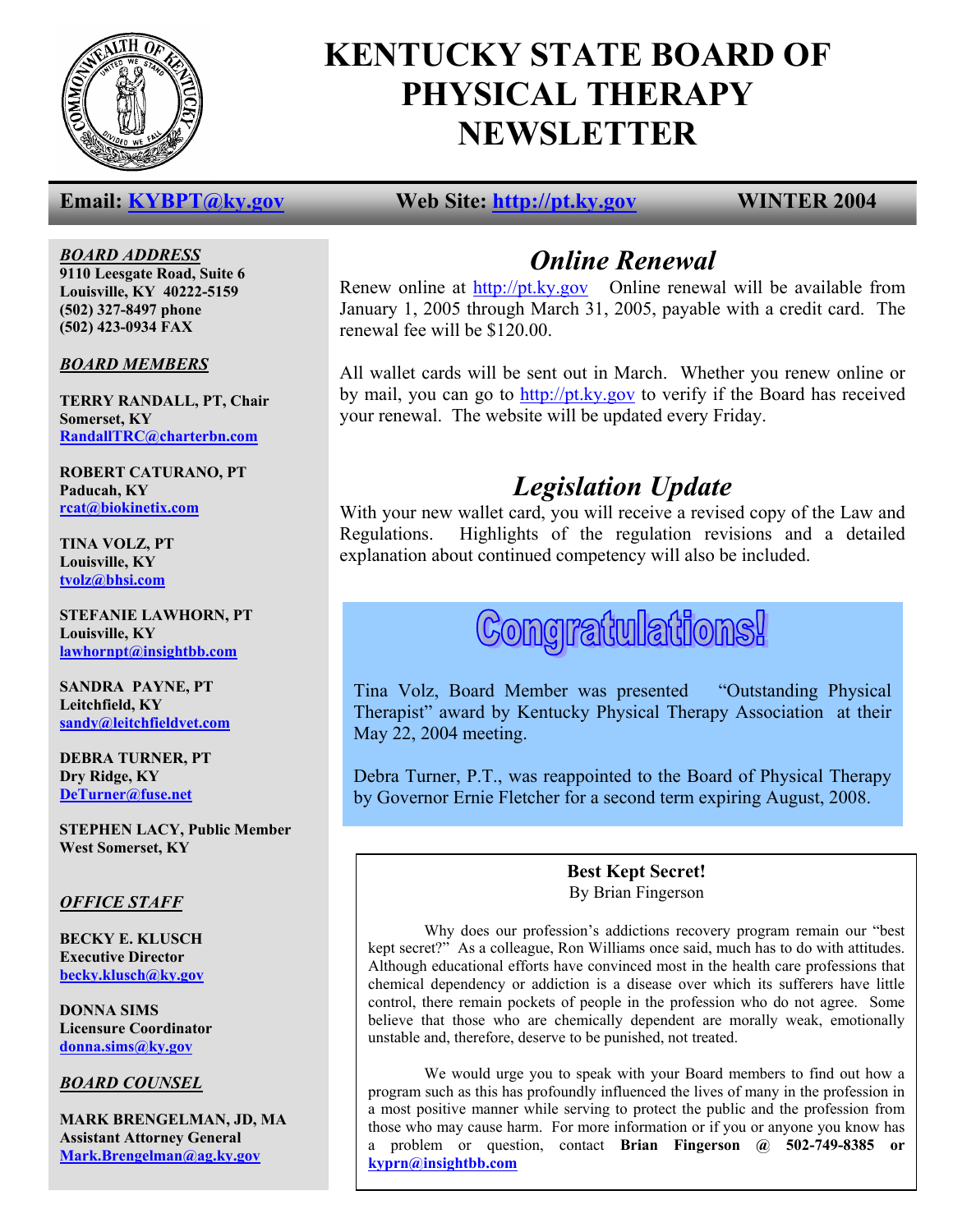# KENTUCKY STATE BOARD OF PHYSICAL THERAPY NEWSLETTER

**Email: [KYBPT@ky.gov](mailto:KYBPT@ky.gov)** **Web Site: [http://pt.ky.gov](http://pt.ky.gov)** **WINTER 2004**

***BOARD ADDRESS***

**9110 Leesgate Road, Suite 6**
**Louisville, KY 40222-5159**
**(502) 327-8497 phone**
**(502) 423-0934 FAX**

***BOARD MEMBERS***

**TERRY RANDALL, PT, Chair**
**Somerset, KY**
**RandallTRC@charterbn.com**

**ROBERT CATURANO, PT**
**Paducah, KY**
**rcat@biokinetix.com**

**TINA VOLZ, PT**
**Louisville, KY**
**tvolz@bhsi.com**

**STEFANIE LAWHORN, PT**
**Louisville, KY**
**lawhornpt@insightbb.com**

**SANDRA PAYNE, PT**
**Leitchfield, KY**
**sandy@leitchfieldvet.com**

**DEBRA TURNER, PT**
**Dry Ridge, KY**
**DeTurner@fuse.net**

**STEPHEN LACY, Public Member**
**West Somerset, KY**

***OFFICE STAFF***

**BECKY E. KLUSCH**
**Executive Director**
**becky.klusch@ky.gov**

**DONNA SIMS**
**Licensure Coordinator**
**donna.sims@ky.gov**

***BOARD COUNSEL***

**MARK BRENGELMAN, JD, MA**
**Assistant Attorney General**
**Mark.Brengelman@ag.ky.gov**

## *Online Renewal*

Renew online at http://pt.ky.gov Online renewal will be available from January 1, 2005 through March 31, 2005, payable with a credit card. The renewal fee will be $120.00.

All wallet cards will be sent out in March. Whether you renew online or by mail, you can go to http://pt.ky.gov to verify if the Board has received your renewal. The website will be updated every Friday.

## *Legislation Update*

With your new wallet card, you will receive a revised copy of the Law and Regulations. Highlights of the regulation revisions and a detailed explanation about continued competency will also be included.

## Congratulations!

Tina Volz, Board Member was presented "Outstanding Physical Therapist" award by Kentucky Physical Therapy Association at their May 22, 2004 meeting.

Debra Turner, P.T., was reappointed to the Board of Physical Therapy by Governor Ernie Fletcher for a second term expiring August, 2008.

### Best Kept Secret!

By Brian Fingerson

Why does our profession's addictions recovery program remain our "best kept secret?" As a colleague, Ron Williams once said, much has to do with attitudes. Although educational efforts have convinced most in the health care professions that chemical dependency or addiction is a disease over which its sufferers have little control, there remain pockets of people in the profession who do not agree. Some believe that those who are chemically dependent are morally weak, emotionally unstable and, therefore, deserve to be punished, not treated.

We would urge you to speak with your Board members to find out how a program such as this has profoundly influenced the lives of many in the profession in a most positive manner while serving to protect the public and the profession from those who may cause harm. For more information or if you or anyone you know has a problem or question, contact **Brian Fingerson @ 502-749-8385 or kyprn@insightbb.com**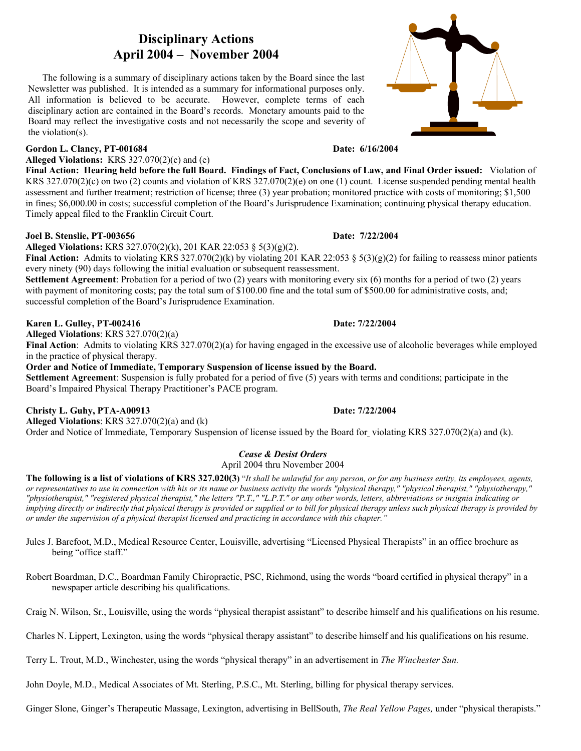# Disciplinary Actions
## April 2004 – November 2004

The following is a summary of disciplinary actions taken by the Board since the last Newsletter was published. It is intended as a summary for informational purposes only. All information is believed to be accurate. However, complete terms of each disciplinary action are contained in the Board's records. Monetary amounts paid to the Board may reflect the investigative costs and not necessarily the scope and severity of the violation(s).

**Gordon L. Clancy, PT-001684** **Date: 6/16/2004**

**Alleged Violations:** KRS 327.070(2)(c) and (e)

**Final Action: Hearing held before the full Board. Findings of Fact, Conclusions of Law, and Final Order issued:** Violation of KRS 327.070(2)(c) on two (2) counts and violation of KRS 327.070(2)(e) on one (1) count. License suspended pending mental health assessment and further treatment; restriction of license; three (3) year probation; monitored practice with costs of monitoring; $1,500 in fines; $6,000.00 in costs; successful completion of the Board's Jurisprudence Examination; continuing physical therapy education. Timely appeal filed to the Franklin Circuit Court.

**Joel B. Stenslie, PT-003656** **Date: 7/22/2004**

**Alleged Violations:** KRS 327.070(2)(k), 201 KAR 22:053 § 5(3)(g)(2).

**Final Action:** Admits to violating KRS 327.070(2)(k) by violating 201 KAR 22:053 § 5(3)(g)(2) for failing to reassess minor patients every ninety (90) days following the initial evaluation or subsequent reassessment.

**Settlement Agreement**: Probation for a period of two (2) years with monitoring every six (6) months for a period of two (2) years with payment of monitoring costs; pay the total sum of $100.00 fine and the total sum of $500.00 for administrative costs, and; successful completion of the Board's Jurisprudence Examination.

**Karen L. Gulley, PT-002416** **Date: 7/22/2004**

**Alleged Violations**: KRS 327.070(2)(a)

**Final Action**: Admits to violating KRS 327.070(2)(a) for having engaged in the excessive use of alcoholic beverages while employed in the practice of physical therapy.

**Order and Notice of Immediate, Temporary Suspension of license issued by the Board.**

**Settlement Agreement**: Suspension is fully probated for a period of five (5) years with terms and conditions; participate in the Board's Impaired Physical Therapy Practitioner's PACE program.

**Christy L. Guhy, PTA-A00913** **Date: 7/22/2004**

**Alleged Violations**: KRS 327.070(2)(a) and (k)

Order and Notice of Immediate, Temporary Suspension of license issued by the Board for violating KRS 327.070(2)(a) and (k).

### *Cease & Desist Orders*

April 2004 thru November 2004

**The following is a list of violations of KRS 327.020(3)** "*It shall be unlawful for any person, or for any business entity, its employees, agents, or representatives to use in connection with his or its name or business activity the words "physical therapy," "physical therapist," "physiotherapy," "physiotherapist," "registered physical therapist," the letters "P.T.," "L.P.T." or any other words, letters, abbreviations or insignia indicating or implying directly or indirectly that physical therapy is provided or supplied or to bill for physical therapy unless such physical therapy is provided by or under the supervision of a physical therapist licensed and practicing in accordance with this chapter."*

Jules J. Barefoot, M.D., Medical Resource Center, Louisville, advertising "Licensed Physical Therapists" in an office brochure as being "office staff."

Robert Boardman, D.C., Boardman Family Chiropractic, PSC, Richmond, using the words "board certified in physical therapy" in a newspaper article describing his qualifications.

Craig N. Wilson, Sr., Louisville, using the words "physical therapist assistant" to describe himself and his qualifications on his resume.

Charles N. Lippert, Lexington, using the words "physical therapy assistant" to describe himself and his qualifications on his resume.

Terry L. Trout, M.D., Winchester, using the words "physical therapy" in an advertisement in *The Winchester Sun.*

John Doyle, M.D., Medical Associates of Mt. Sterling, P.S.C., Mt. Sterling, billing for physical therapy services.

Ginger Slone, Ginger's Therapeutic Massage, Lexington, advertising in BellSouth, *The Real Yellow Pages,* under "physical therapists."